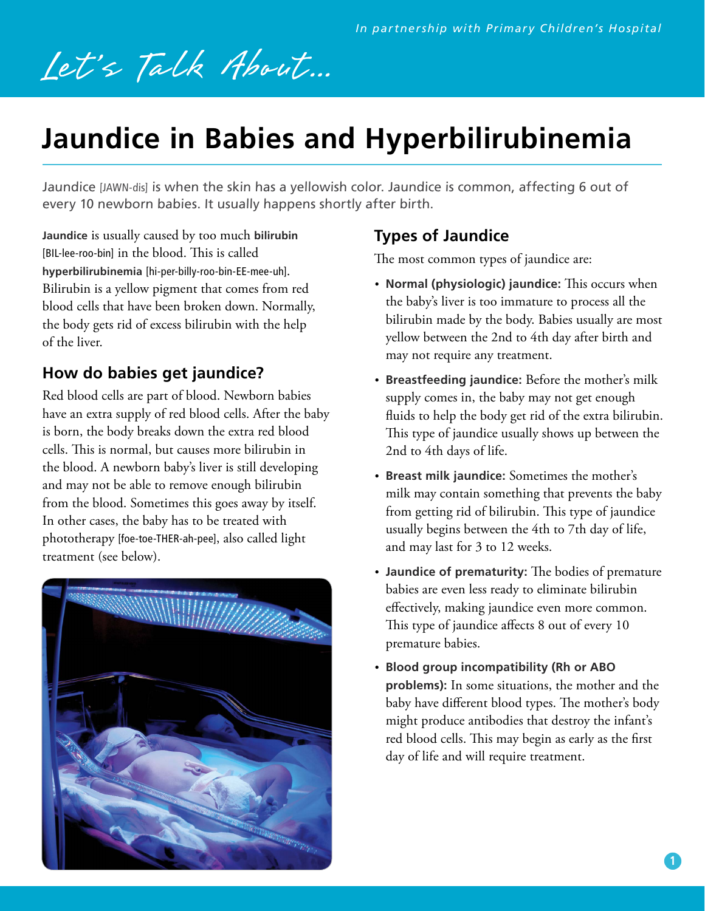*In partnership with Primary Children's Hospital*

*Let's Talk About...*

# Jaundice in Babies and Hyperbilirubinemia

Jaundice [JAWN-dis] is when the skin has a yellowish color. Jaundice is common, affecting 6 out of every 10 newborn babies. It usually happens shortly after birth.

**Jaundice** is usually caused by too much **bilirubin** [BIL-lee-roo-bin] in the blood. This is called **hyperbilirubinemia** [hi-per-billy-roo-bin-EE-mee-uh]. Bilirubin is a yellow pigment that comes from red blood cells that have been broken down. Normally, the body gets rid of excess bilirubin with the help of the liver.

## How do babies get jaundice?

Red blood cells are part of blood. Newborn babies have an extra supply of red blood cells. After the baby is born, the body breaks down the extra red blood cells. This is normal, but causes more bilirubin in the blood. A newborn baby's liver is still developing and may not be able to remove enough bilirubin from the blood. Sometimes this goes away by itself. In other cases, the baby has to be treated with phototherapy [foe-toe-THER-ah-pee], also called light treatment (see below).

## Types of Jaundice

The most common types of jaundice are:

- **Normal (physiologic) jaundice:** This occurs when the baby's liver is too immature to process all the bilirubin made by the body. Babies usually are most yellow between the 2nd to 4th day after birth and may not require any treatment.
- **Breastfeeding jaundice:** Before the mother's milk supply comes in, the baby may not get enough fluids to help the body get rid of the extra bilirubin. This type of jaundice usually shows up between the 2nd to 4th days of life.
- **Breast milk jaundice:** Sometimes the mother's milk may contain something that prevents the baby from getting rid of bilirubin. This type of jaundice usually begins between the 4th to 7th day of life, and may last for 3 to 12 weeks.
- **Jaundice of prematurity:** The bodies of premature babies are even less ready to eliminate bilirubin effectively, making jaundice even more common. This type of jaundice affects 8 out of every 10 premature babies.
- **Blood group incompatibility (Rh or ABO problems):** In some situations, the mother and the baby have different blood types. The mother's body might produce antibodies that destroy the infant's red blood cells. This may begin as early as the first day of life and will require treatment.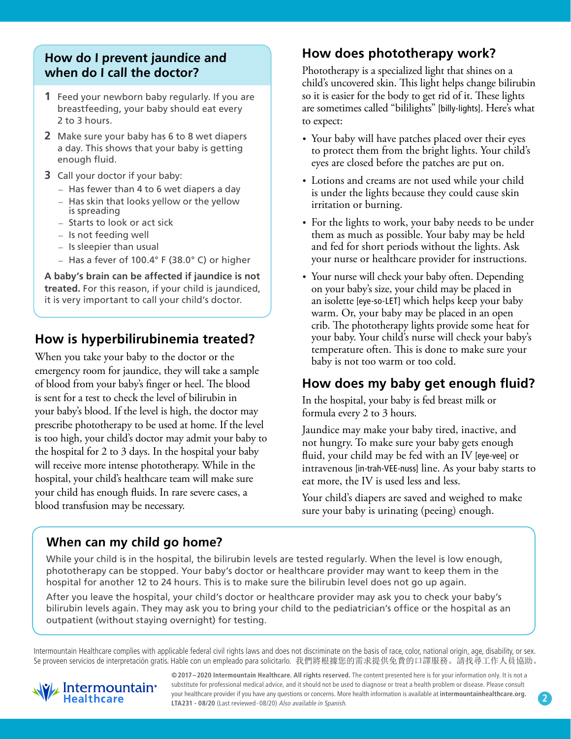## How do I prevent jaundice and when do I call the doctor?

1. Feed your newborn baby regularly. If you are breastfeeding, your baby should eat every 2 to 3 hours.
2. Make sure your baby has 6 to 8 wet diapers a day. This shows that your baby is getting enough fluid.
3. Call your doctor if your baby:
   - Has fewer than 4 to 6 wet diapers a day
   - Has skin that looks yellow or the yellow is spreading
   - Starts to look or act sick
   - Is not feeding well
   - Is sleepier than usual
   - Has a fever of 100.4° F (38.0° C) or higher

**A baby's brain can be affected if jaundice is not treated.** For this reason, if your child is jaundiced, it is very important to call your child's doctor.

## How is hyperbilirubinemia treated?

When you take your baby to the doctor or the emergency room for jaundice, they will take a sample of blood from your baby's finger or heel. The blood is sent for a test to check the level of bilirubin in your baby's blood. If the level is high, the doctor may prescribe phototherapy to be used at home. If the level is too high, your child's doctor may admit your baby to the hospital for 2 to 3 days. In the hospital your baby will receive more intense phototherapy. While in the hospital, your child's healthcare team will make sure your child has enough fluids. In rare severe cases, a blood transfusion may be necessary.

## How does phototherapy work?

Phototherapy is a specialized light that shines on a child's uncovered skin. This light helps change bilirubin so it is easier for the body to get rid of it. These lights are sometimes called "bililights" [billy-lights]. Here's what to expect:

- Your baby will have patches placed over their eyes to protect them from the bright lights. Your child's eyes are closed before the patches are put on.
- Lotions and creams are not used while your child is under the lights because they could cause skin irritation or burning.
- For the lights to work, your baby needs to be under them as much as possible. Your baby may be held and fed for short periods without the lights. Ask your nurse or healthcare provider for instructions.
- Your nurse will check your baby often. Depending on your baby's size, your child may be placed in an isolette [eye-so-LET] which helps keep your baby warm. Or, your baby may be placed in an open crib. The phototherapy lights provide some heat for your baby. Your child's nurse will check your baby's temperature often. This is done to make sure your baby is not too warm or too cold.

## How does my baby get enough fluid?

In the hospital, your baby is fed breast milk or formula every 2 to 3 hours.

Jaundice may make your baby tired, inactive, and not hungry. To make sure your baby gets enough fluid, your child may be fed with an IV [eye-vee] or intravenous [in-trah-VEE-nuss] line. As your baby starts to eat more, the IV is used less and less.

Your child's diapers are saved and weighed to make sure your baby is urinating (peeing) enough.

## When can my child go home?

While your child is in the hospital, the bilirubin levels are tested regularly. When the level is low enough, phototherapy can be stopped. Your baby's doctor or healthcare provider may want to keep them in the hospital for another 12 to 24 hours. This is to make sure the bilirubin level does not go up again.

After you leave the hospital, your child's doctor or healthcare provider may ask you to check your baby's bilirubin levels again. They may ask you to bring your child to the pediatrician's office or the hospital as an outpatient (without staying overnight) for testing.

Intermountain Healthcare complies with applicable federal civil rights laws and does not discriminate on the basis of race, color, national origin, age, disability, or sex. Se proveen servicios de interpretación gratis. Hable con un empleado para solicitarlo. 我們將根據您的需求提供免費的口譯服務。請找尋工作人員協助。

Intermountain Healthcare

**© 2017–2020 Intermountain Healthcare. All rights reserved.** The content presented here is for your information only. It is not a substitute for professional medical advice, and it should not be used to diagnose or treat a health problem or disease. Please consult your healthcare provider if you have any questions or concerns. More health information is available at **intermountainhealthcare.org**. **LTA231 - 08/20** (Last reviewed - 08/20) *Also available in Spanish.*